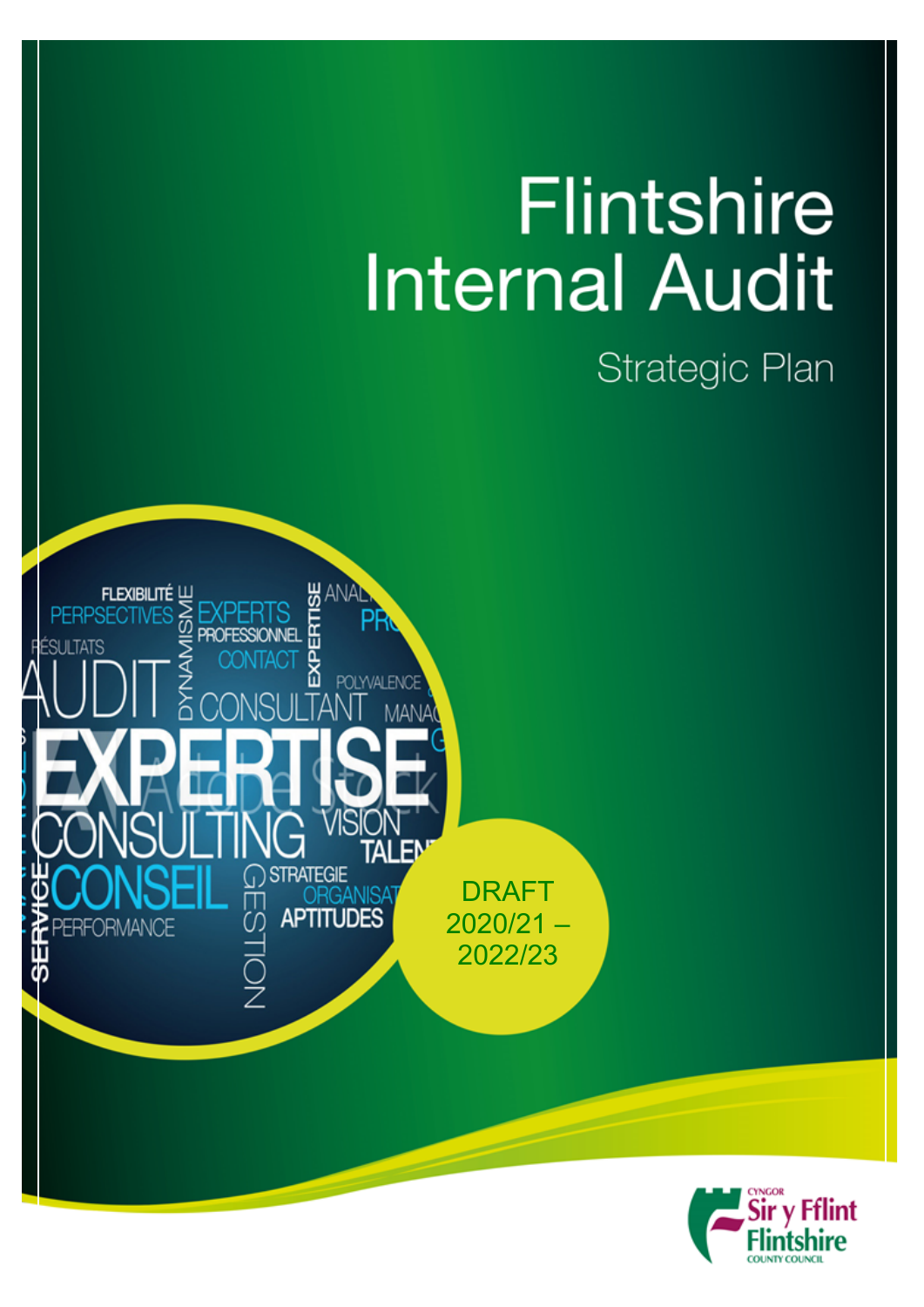# Flintshire Internal Audit

## Strategic Plan

DRAFT 2020/21 – 2022/23

Cyngor Sir y Fflint
Flintshire County Council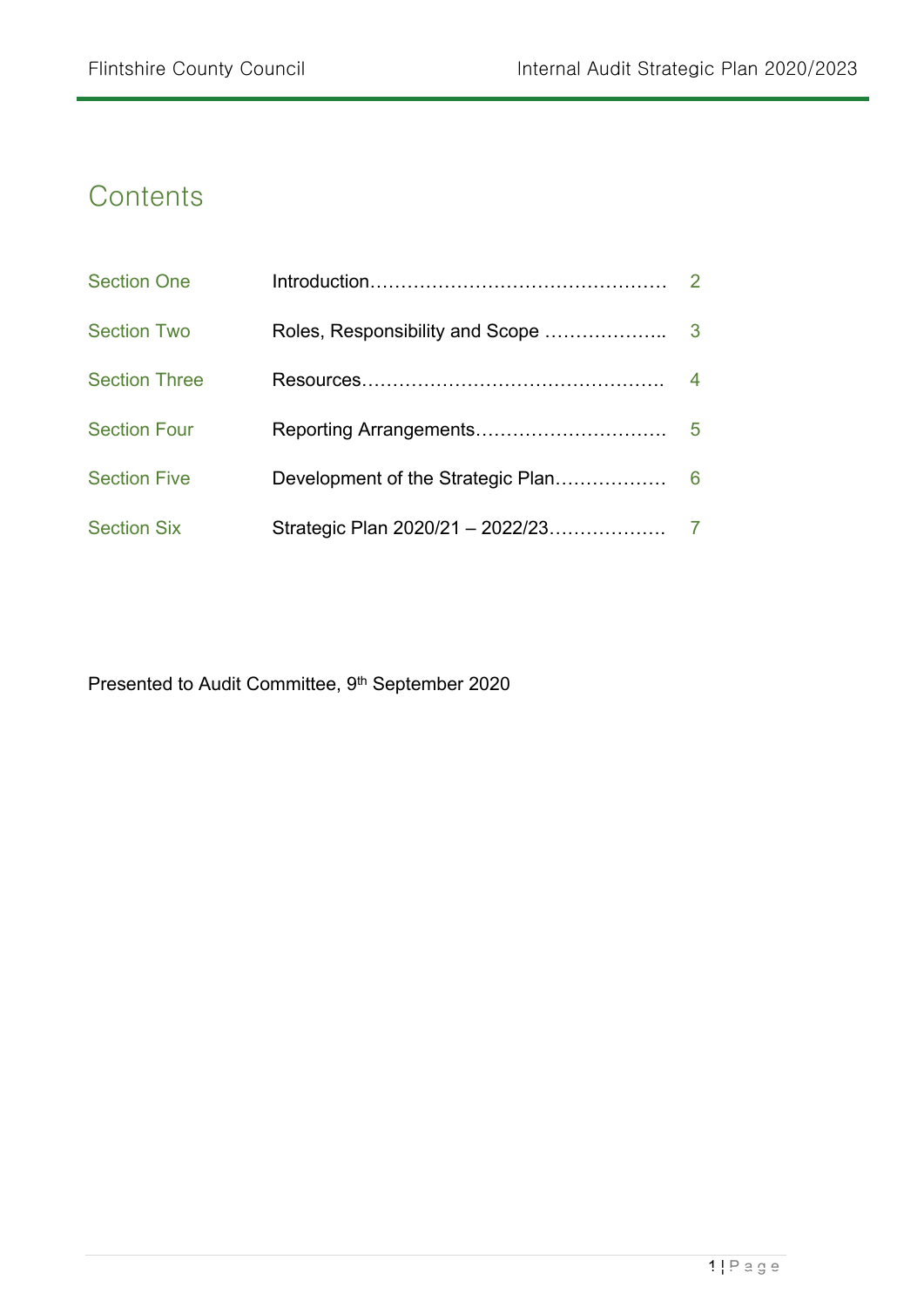# Contents

| | | |
|---|---|---|
| Section One | Introduction………………………………………… | 2 |
| Section Two | Roles, Responsibility and Scope ……………….. | 3 |
| Section Three | Resources…………………………………………. | 4 |
| Section Four | Reporting Arrangements…………………………. | 5 |
| Section Five | Development of the Strategic Plan……………… | 6 |
| Section Six | Strategic Plan 2020/21 – 2022/23………………. | 7 |

Presented to Audit Committee, 9th September 2020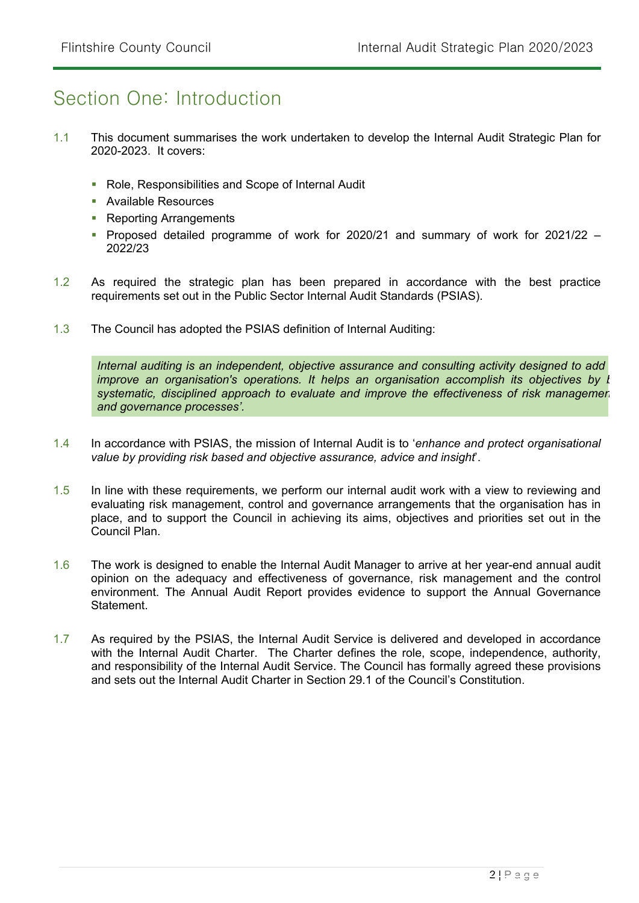## Section One: Introduction

1.1 This document summarises the work undertaken to develop the Internal Audit Strategic Plan for 2020-2023. It covers:

- Role, Responsibilities and Scope of Internal Audit
- Available Resources
- Reporting Arrangements
- Proposed detailed programme of work for 2020/21 and summary of work for 2021/22 – 2022/23

1.2 As required the strategic plan has been prepared in accordance with the best practice requirements set out in the Public Sector Internal Audit Standards (PSIAS).

1.3 The Council has adopted the PSIAS definition of Internal Auditing:

> *Internal auditing is an independent, objective assurance and consulting activity designed to add improve an organisation's operations. It helps an organisation accomplish its objectives by systematic, disciplined approach to evaluate and improve the effectiveness of risk managemen and governance processes'.*

1.4 In accordance with PSIAS, the mission of Internal Audit is to '*enhance and protect organisational value by providing risk based and objective assurance, advice and insight*'.

1.5 In line with these requirements, we perform our internal audit work with a view to reviewing and evaluating risk management, control and governance arrangements that the organisation has in place, and to support the Council in achieving its aims, objectives and priorities set out in the Council Plan.

1.6 The work is designed to enable the Internal Audit Manager to arrive at her year-end annual audit opinion on the adequacy and effectiveness of governance, risk management and the control environment. The Annual Audit Report provides evidence to support the Annual Governance Statement.

1.7 As required by the PSIAS, the Internal Audit Service is delivered and developed in accordance with the Internal Audit Charter. The Charter defines the role, scope, independence, authority, and responsibility of the Internal Audit Service. The Council has formally agreed these provisions and sets out the Internal Audit Charter in Section 29.1 of the Council's Constitution.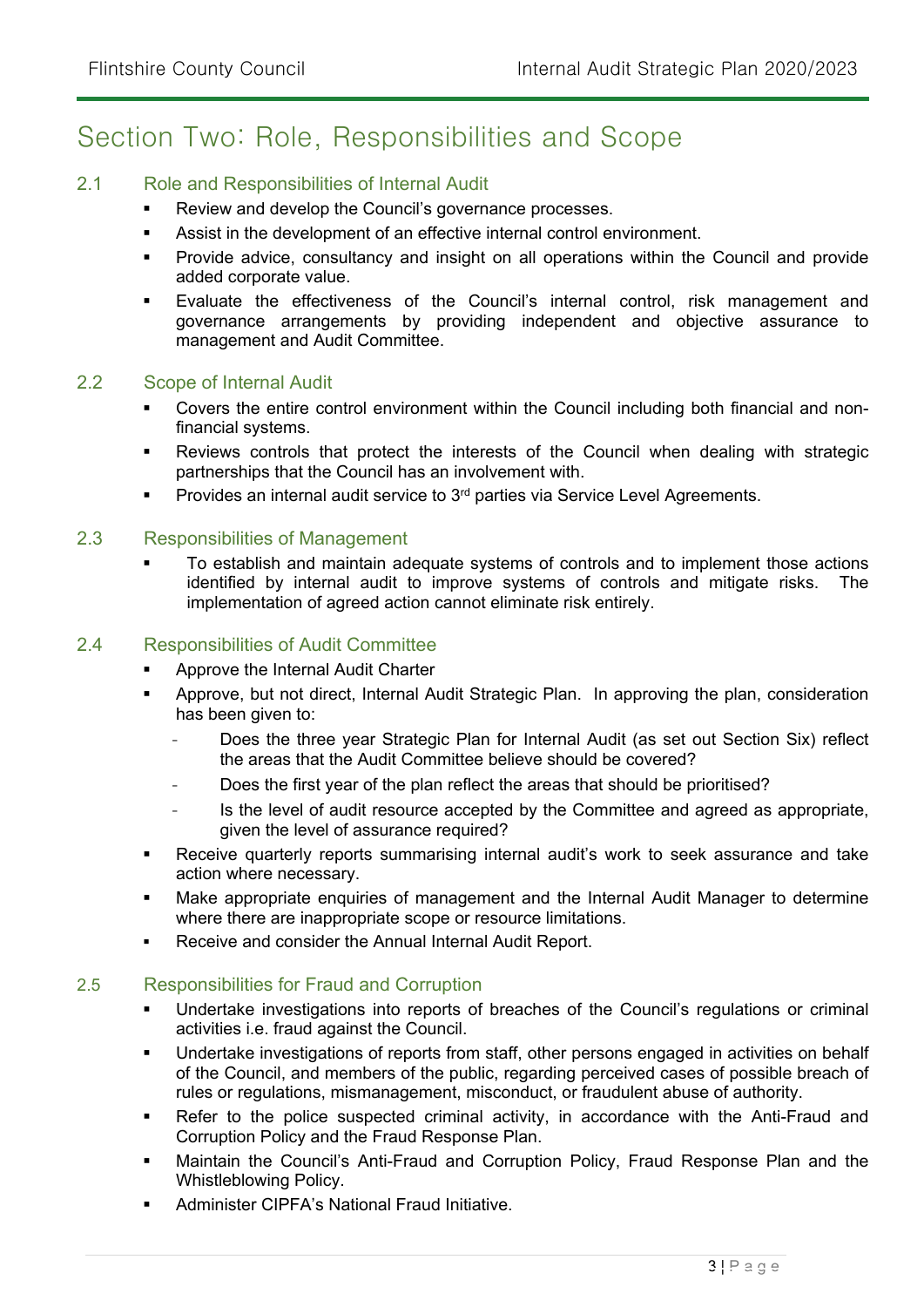# Section Two: Role, Responsibilities and Scope

## 2.1 Role and Responsibilities of Internal Audit

- Review and develop the Council's governance processes.
- Assist in the development of an effective internal control environment.
- Provide advice, consultancy and insight on all operations within the Council and provide added corporate value.
- Evaluate the effectiveness of the Council's internal control, risk management and governance arrangements by providing independent and objective assurance to management and Audit Committee.

## 2.2 Scope of Internal Audit

- Covers the entire control environment within the Council including both financial and non-financial systems.
- Reviews controls that protect the interests of the Council when dealing with strategic partnerships that the Council has an involvement with.
- Provides an internal audit service to 3rd parties via Service Level Agreements.

## 2.3 Responsibilities of Management

- To establish and maintain adequate systems of controls and to implement those actions identified by internal audit to improve systems of controls and mitigate risks. The implementation of agreed action cannot eliminate risk entirely.

## 2.4 Responsibilities of Audit Committee

- Approve the Internal Audit Charter
- Approve, but not direct, Internal Audit Strategic Plan. In approving the plan, consideration has been given to:
  - Does the three year Strategic Plan for Internal Audit (as set out Section Six) reflect the areas that the Audit Committee believe should be covered?
  - Does the first year of the plan reflect the areas that should be prioritised?
  - Is the level of audit resource accepted by the Committee and agreed as appropriate, given the level of assurance required?
- Receive quarterly reports summarising internal audit's work to seek assurance and take action where necessary.
- Make appropriate enquiries of management and the Internal Audit Manager to determine where there are inappropriate scope or resource limitations.
- Receive and consider the Annual Internal Audit Report.

## 2.5 Responsibilities for Fraud and Corruption

- Undertake investigations into reports of breaches of the Council's regulations or criminal activities i.e. fraud against the Council.
- Undertake investigations of reports from staff, other persons engaged in activities on behalf of the Council, and members of the public, regarding perceived cases of possible breach of rules or regulations, mismanagement, misconduct, or fraudulent abuse of authority.
- Refer to the police suspected criminal activity, in accordance with the Anti-Fraud and Corruption Policy and the Fraud Response Plan.
- Maintain the Council's Anti-Fraud and Corruption Policy, Fraud Response Plan and the Whistleblowing Policy.
- Administer CIPFA's National Fraud Initiative.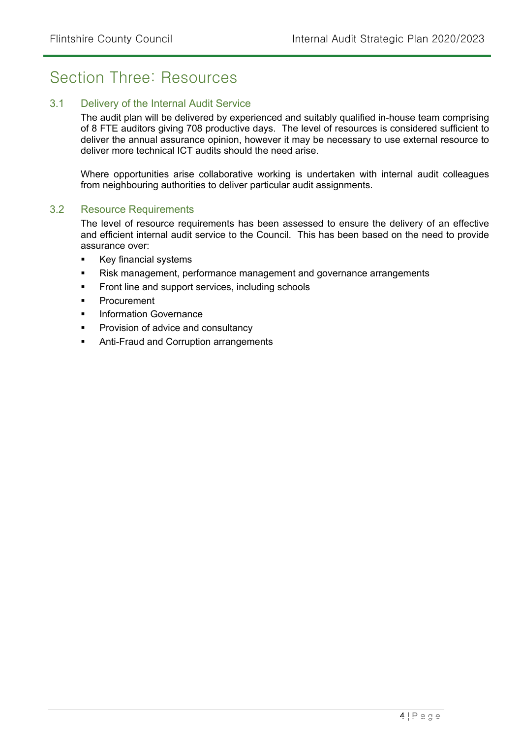# Section Three: Resources

## 3.1 Delivery of the Internal Audit Service

The audit plan will be delivered by experienced and suitably qualified in-house team comprising of 8 FTE auditors giving 708 productive days. The level of resources is considered sufficient to deliver the annual assurance opinion, however it may be necessary to use external resource to deliver more technical ICT audits should the need arise.

Where opportunities arise collaborative working is undertaken with internal audit colleagues from neighbouring authorities to deliver particular audit assignments.

## 3.2 Resource Requirements

The level of resource requirements has been assessed to ensure the delivery of an effective and efficient internal audit service to the Council. This has been based on the need to provide assurance over:

- Key financial systems
- Risk management, performance management and governance arrangements
- Front line and support services, including schools
- Procurement
- Information Governance
- Provision of advice and consultancy
- Anti-Fraud and Corruption arrangements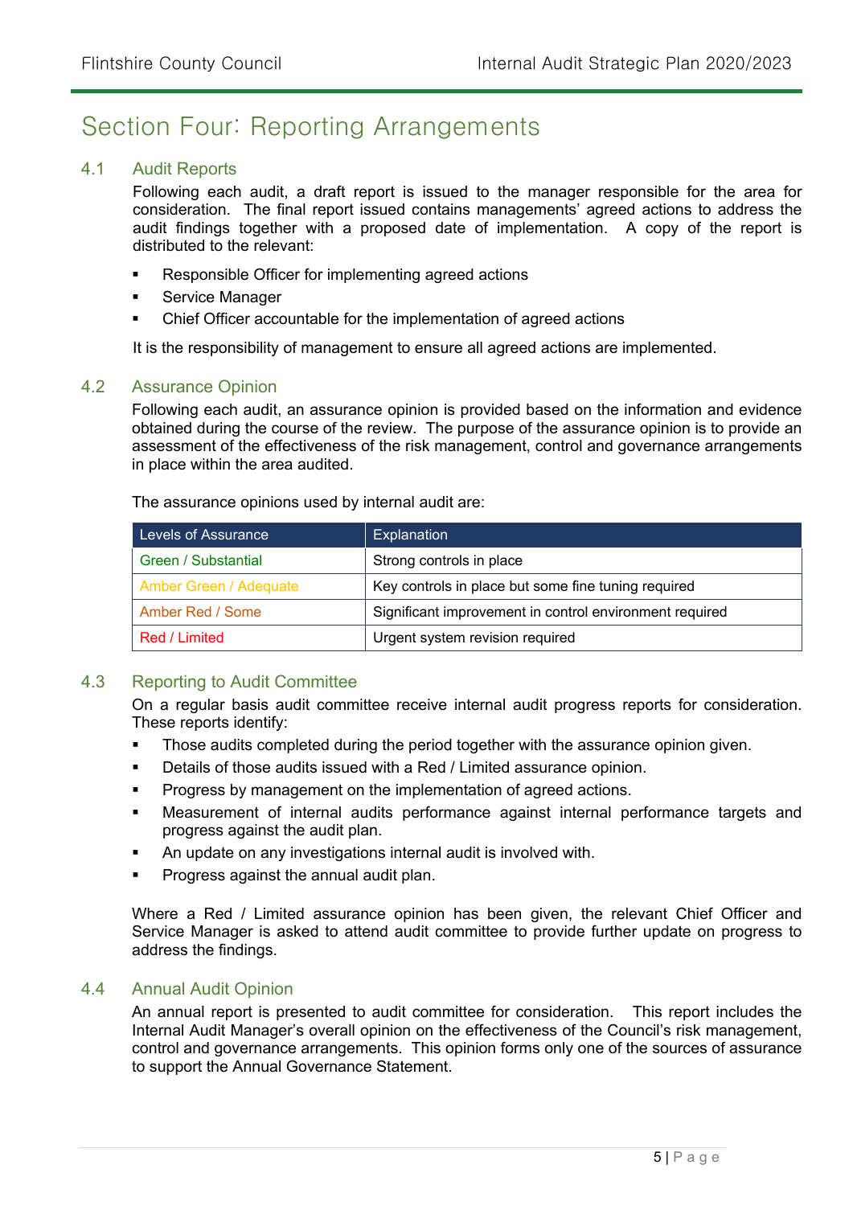# Section Four: Reporting Arrangements

## 4.1 Audit Reports

Following each audit, a draft report is issued to the manager responsible for the area for consideration. The final report issued contains managements' agreed actions to address the audit findings together with a proposed date of implementation. A copy of the report is distributed to the relevant:

- Responsible Officer for implementing agreed actions
- Service Manager
- Chief Officer accountable for the implementation of agreed actions

It is the responsibility of management to ensure all agreed actions are implemented.

## 4.2 Assurance Opinion

Following each audit, an assurance opinion is provided based on the information and evidence obtained during the course of the review. The purpose of the assurance opinion is to provide an assessment of the effectiveness of the risk management, control and governance arrangements in place within the area audited.

The assurance opinions used by internal audit are:

| Levels of Assurance | Explanation |
|---|---|
| Green / Substantial | Strong controls in place |
| Amber Green / Adequate | Key controls in place but some fine tuning required |
| Amber Red / Some | Significant improvement in control environment required |
| Red / Limited | Urgent system revision required |

## 4.3 Reporting to Audit Committee

On a regular basis audit committee receive internal audit progress reports for consideration. These reports identify:

- Those audits completed during the period together with the assurance opinion given.
- Details of those audits issued with a Red / Limited assurance opinion.
- Progress by management on the implementation of agreed actions.
- Measurement of internal audits performance against internal performance targets and progress against the audit plan.
- An update on any investigations internal audit is involved with.
- Progress against the annual audit plan.

Where a Red / Limited assurance opinion has been given, the relevant Chief Officer and Service Manager is asked to attend audit committee to provide further update on progress to address the findings.

## 4.4 Annual Audit Opinion

An annual report is presented to audit committee for consideration. This report includes the Internal Audit Manager's overall opinion on the effectiveness of the Council's risk management, control and governance arrangements. This opinion forms only one of the sources of assurance to support the Annual Governance Statement.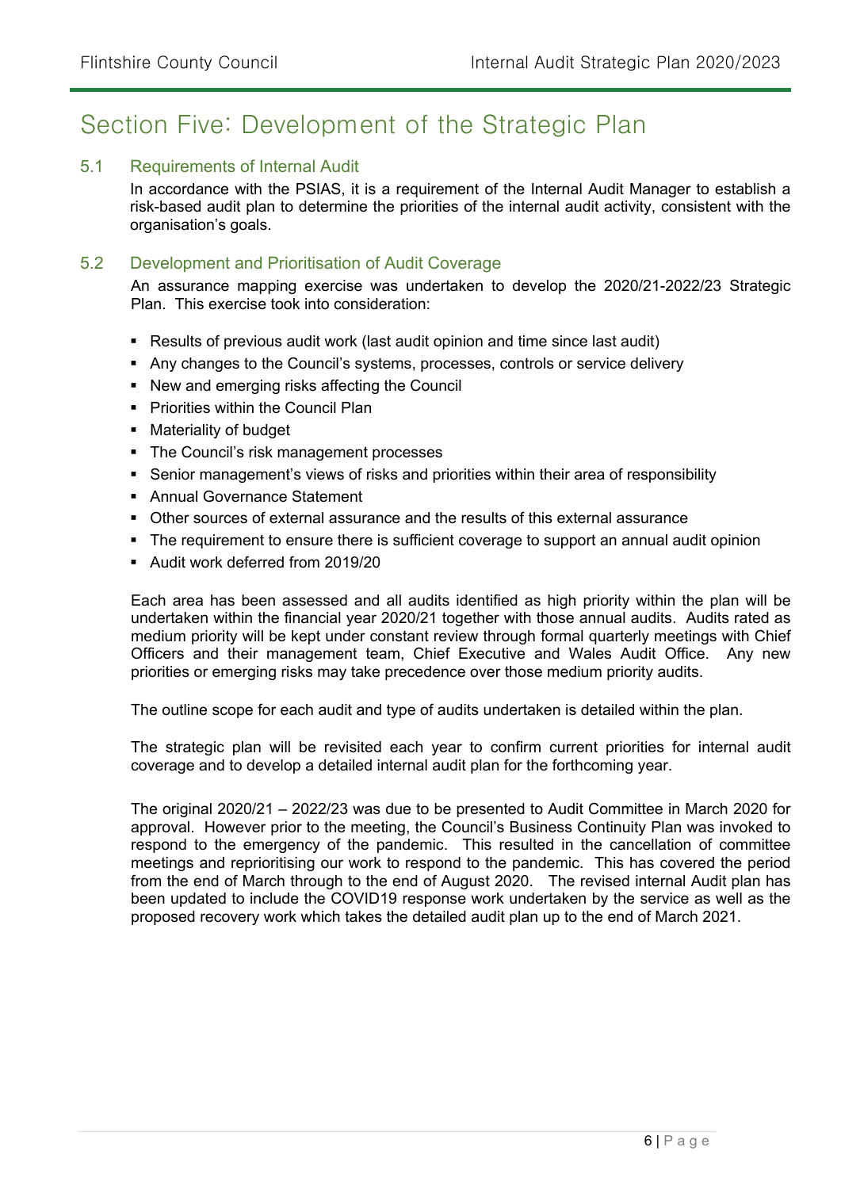# Section Five: Development of the Strategic Plan

## 5.1 Requirements of Internal Audit

In accordance with the PSIAS, it is a requirement of the Internal Audit Manager to establish a risk-based audit plan to determine the priorities of the internal audit activity, consistent with the organisation's goals.

## 5.2 Development and Prioritisation of Audit Coverage

An assurance mapping exercise was undertaken to develop the 2020/21-2022/23 Strategic Plan. This exercise took into consideration:

- Results of previous audit work (last audit opinion and time since last audit)
- Any changes to the Council's systems, processes, controls or service delivery
- New and emerging risks affecting the Council
- Priorities within the Council Plan
- Materiality of budget
- The Council's risk management processes
- Senior management's views of risks and priorities within their area of responsibility
- Annual Governance Statement
- Other sources of external assurance and the results of this external assurance
- The requirement to ensure there is sufficient coverage to support an annual audit opinion
- Audit work deferred from 2019/20

Each area has been assessed and all audits identified as high priority within the plan will be undertaken within the financial year 2020/21 together with those annual audits. Audits rated as medium priority will be kept under constant review through formal quarterly meetings with Chief Officers and their management team, Chief Executive and Wales Audit Office. Any new priorities or emerging risks may take precedence over those medium priority audits.

The outline scope for each audit and type of audits undertaken is detailed within the plan.

The strategic plan will be revisited each year to confirm current priorities for internal audit coverage and to develop a detailed internal audit plan for the forthcoming year.

The original 2020/21 – 2022/23 was due to be presented to Audit Committee in March 2020 for approval. However prior to the meeting, the Council's Business Continuity Plan was invoked to respond to the emergency of the pandemic. This resulted in the cancellation of committee meetings and reprioritising our work to respond to the pandemic. This has covered the period from the end of March through to the end of August 2020. The revised internal Audit plan has been updated to include the COVID19 response work undertaken by the service as well as the proposed recovery work which takes the detailed audit plan up to the end of March 2021.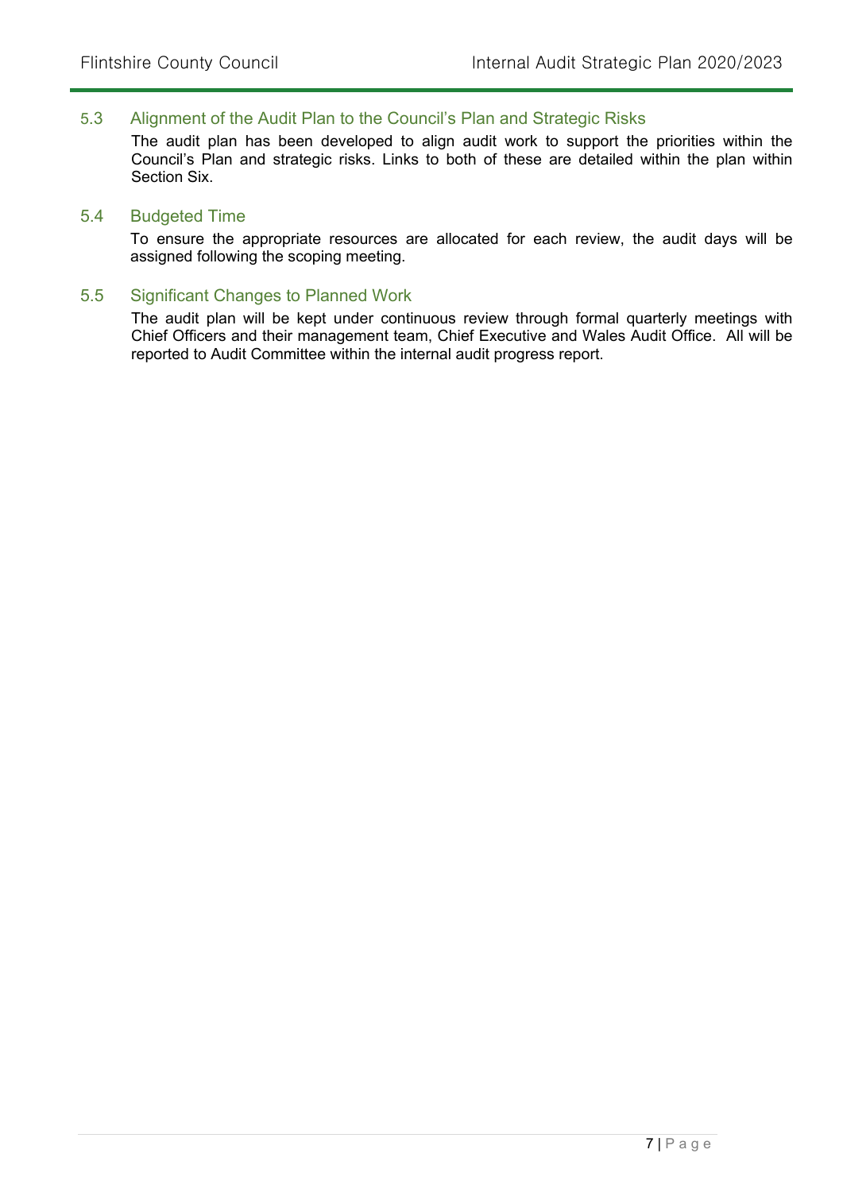### 5.3 Alignment of the Audit Plan to the Council's Plan and Strategic Risks

The audit plan has been developed to align audit work to support the priorities within the Council's Plan and strategic risks. Links to both of these are detailed within the plan within Section Six.

### 5.4 Budgeted Time

To ensure the appropriate resources are allocated for each review, the audit days will be assigned following the scoping meeting.

### 5.5 Significant Changes to Planned Work

The audit plan will be kept under continuous review through formal quarterly meetings with Chief Officers and their management team, Chief Executive and Wales Audit Office. All will be reported to Audit Committee within the internal audit progress report.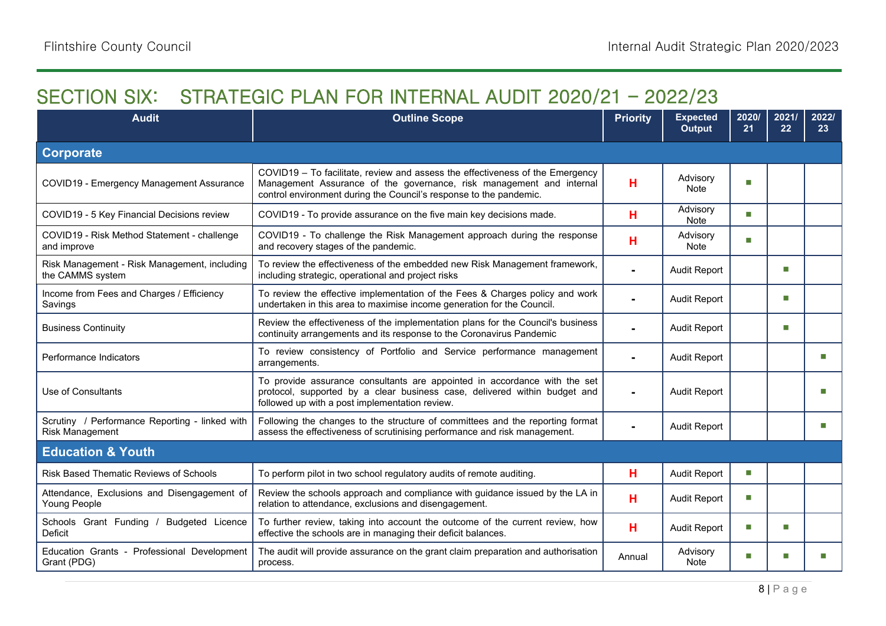## SECTION SIX: STRATEGIC PLAN FOR INTERNAL AUDIT 2020/21 – 2022/23

| Audit | Outline Scope | Priority | Expected Output | 2020/21 | 2021/22 | 2022/23 |
|---|---|---|---|---|---|---|
| **Corporate** | | | | | | |
| COVID19 - Emergency Management Assurance | COVID19 – To facilitate, review and assess the effectiveness of the Emergency Management Assurance of the governance, risk management and internal control environment during the Council's response to the pandemic. | H | Advisory Note | ■ | | |
| COVID19 - 5 Key Financial Decisions review | COVID19 - To provide assurance on the five main key decisions made. | H | Advisory Note | ■ | | |
| COVID19 - Risk Method Statement - challenge and improve | COVID19 - To challenge the Risk Management approach during the response and recovery stages of the pandemic. | H | Advisory Note | ■ | | |
| Risk Management - Risk Management, including the CAMMS system | To review the effectiveness of the embedded new Risk Management framework, including strategic, operational and project risks | - | Audit Report | | ■ | |
| Income from Fees and Charges / Efficiency Savings | To review the effective implementation of the Fees & Charges policy and work undertaken in this area to maximise income generation for the Council. | - | Audit Report | | ■ | |
| Business Continuity | Review the effectiveness of the implementation plans for the Council's business continuity arrangements and its response to the Coronavirus Pandemic | - | Audit Report | | ■ | |
| Performance Indicators | To review consistency of Portfolio and Service performance management arrangements. | - | Audit Report | | | ■ |
| Use of Consultants | To provide assurance consultants are appointed in accordance with the set protocol, supported by a clear business case, delivered within budget and followed up with a post implementation review. | - | Audit Report | | | ■ |
| Scrutiny / Performance Reporting - linked with Risk Management | Following the changes to the structure of committees and the reporting format assess the effectiveness of scrutinising performance and risk management. | - | Audit Report | | | ■ |
| **Education & Youth** | | | | | | |
| Risk Based Thematic Reviews of Schools | To perform pilot in two school regulatory audits of remote auditing. | H | Audit Report | ■ | | |
| Attendance, Exclusions and Disengagement of Young People | Review the schools approach and compliance with guidance issued by the LA in relation to attendance, exclusions and disengagement. | H | Audit Report | ■ | | |
| Schools Grant Funding / Budgeted Licence Deficit | To further review, taking into account the outcome of the current review, how effective the schools are in managing their deficit balances. | H | Audit Report | ■ | ■ | |
| Education Grants - Professional Development Grant (PDG) | The audit will provide assurance on the grant claim preparation and authorisation process. | Annual | Advisory Note | ■ | ■ | ■ |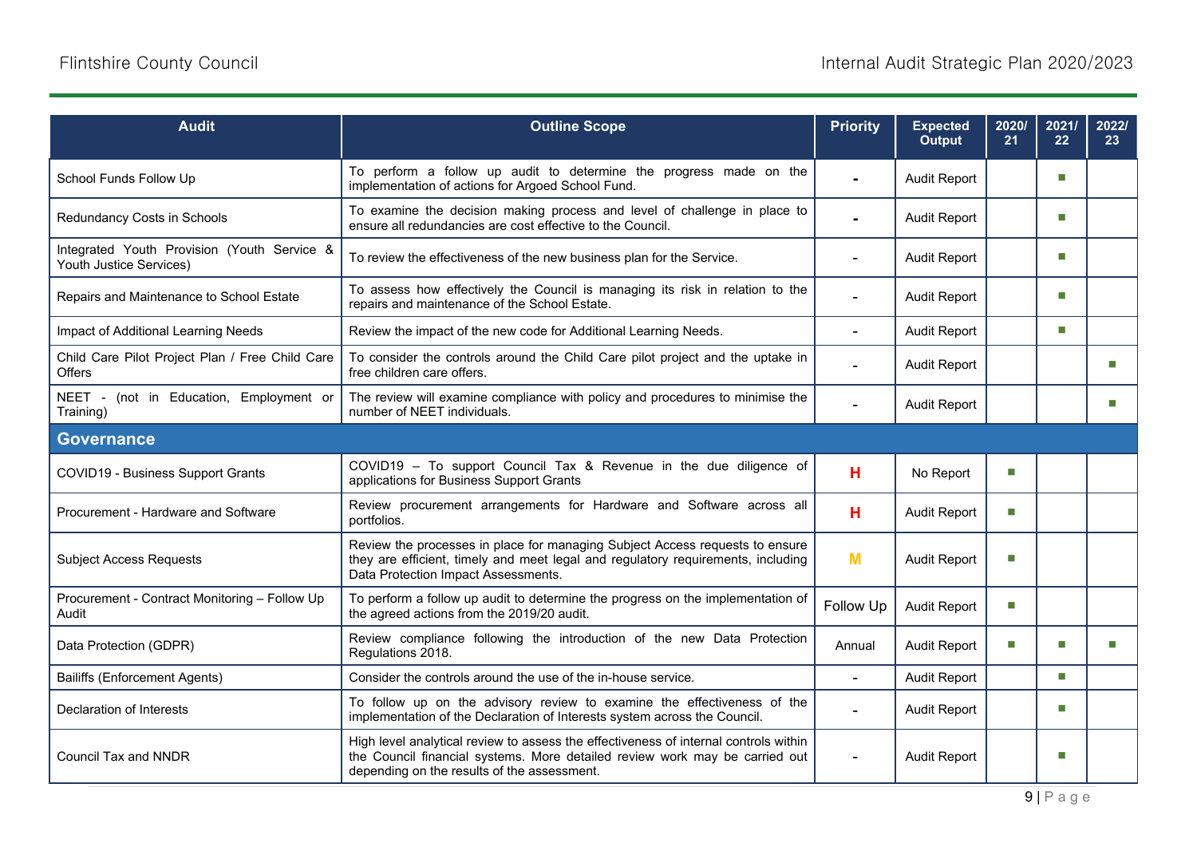| Audit | Outline Scope | Priority | Expected Output | 2020/ 21 | 2021/ 22 | 2022/ 23 |
|---|---|---|---|---|---|---|
| School Funds Follow Up | To perform a follow up audit to determine the progress made on the implementation of actions for Argoed School Fund. | - | Audit Report | | ■ | |
| Redundancy Costs in Schools | To examine the decision making process and level of challenge in place to ensure all redundancies are cost effective to the Council. | - | Audit Report | | ■ | |
| Integrated Youth Provision (Youth Service & Youth Justice Services) | To review the effectiveness of the new business plan for the Service. | - | Audit Report | | ■ | |
| Repairs and Maintenance to School Estate | To assess how effectively the Council is managing its risk in relation to the repairs and maintenance of the School Estate. | - | Audit Report | | ■ | |
| Impact of Additional Learning Needs | Review the impact of the new code for Additional Learning Needs. | - | Audit Report | | ■ | |
| Child Care Pilot Project Plan / Free Child Care Offers | To consider the controls around the Child Care pilot project and the uptake in free children care offers. | - | Audit Report | | | ■ |
| NEET - (not in Education, Employment or Training) | The review will examine compliance with policy and procedures to minimise the number of NEET individuals. | - | Audit Report | | | ■ |
| **Governance** | | | | | | |
| COVID19 - Business Support Grants | COVID19 – To support Council Tax & Revenue in the due diligence of applications for Business Support Grants | H | No Report | ■ | | |
| Procurement - Hardware and Software | Review procurement arrangements for Hardware and Software across all portfolios. | H | Audit Report | ■ | | |
| Subject Access Requests | Review the processes in place for managing Subject Access requests to ensure they are efficient, timely and meet legal and regulatory requirements, including Data Protection Impact Assessments. | M | Audit Report | ■ | | |
| Procurement - Contract Monitoring – Follow Up Audit | To perform a follow up audit to determine the progress on the implementation of the agreed actions from the 2019/20 audit. | Follow Up | Audit Report | ■ | | |
| Data Protection (GDPR) | Review compliance following the introduction of the new Data Protection Regulations 2018. | Annual | Audit Report | ■ | ■ | ■ |
| Bailiffs (Enforcement Agents) | Consider the controls around the use of the in-house service. | - | Audit Report | | ■ | |
| Declaration of Interests | To follow up on the advisory review to examine the effectiveness of the implementation of the Declaration of Interests system across the Council. | - | Audit Report | | ■ | |
| Council Tax and NNDR | High level analytical review to assess the effectiveness of internal controls within the Council financial systems. More detailed review work may be carried out depending on the results of the assessment. | - | Audit Report | | ■ | |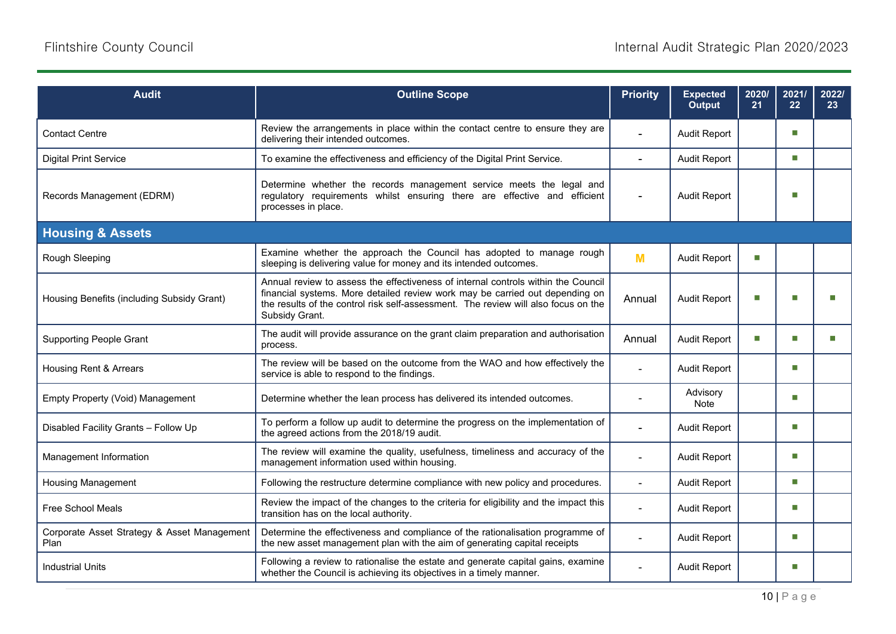| Audit | Outline Scope | Priority | Expected Output | 2020/21 | 2021/22 | 2022/23 |
|---|---|---|---|---|---|---|
| Contact Centre | Review the arrangements in place within the contact centre to ensure they are delivering their intended outcomes. | - | Audit Report | | ■ | |
| Digital Print Service | To examine the effectiveness and efficiency of the Digital Print Service. | - | Audit Report | | ■ | |
| Records Management (EDRM) | Determine whether the records management service meets the legal and regulatory requirements whilst ensuring there are effective and efficient processes in place. | - | Audit Report | | ■ | |
| **Housing & Assets** | | | | | | |
| Rough Sleeping | Examine whether the approach the Council has adopted to manage rough sleeping is delivering value for money and its intended outcomes. | M | Audit Report | ■ | | |
| Housing Benefits (including Subsidy Grant) | Annual review to assess the effectiveness of internal controls within the Council financial systems. More detailed review work may be carried out depending on the results of the control risk self-assessment. The review will also focus on the Subsidy Grant. | Annual | Audit Report | ■ | ■ | ■ |
| Supporting People Grant | The audit will provide assurance on the grant claim preparation and authorisation process. | Annual | Audit Report | ■ | ■ | ■ |
| Housing Rent & Arrears | The review will be based on the outcome from the WAO and how effectively the service is able to respond to the findings. | - | Audit Report | | ■ | |
| Empty Property (Void) Management | Determine whether the lean process has delivered its intended outcomes. | - | Advisory Note | | ■ | |
| Disabled Facility Grants – Follow Up | To perform a follow up audit to determine the progress on the implementation of the agreed actions from the 2018/19 audit. | - | Audit Report | | ■ | |
| Management Information | The review will examine the quality, usefulness, timeliness and accuracy of the management information used within housing. | - | Audit Report | | ■ | |
| Housing Management | Following the restructure determine compliance with new policy and procedures. | - | Audit Report | | ■ | |
| Free School Meals | Review the impact of the changes to the criteria for eligibility and the impact this transition has on the local authority. | - | Audit Report | | ■ | |
| Corporate Asset Strategy & Asset Management Plan | Determine the effectiveness and compliance of the rationalisation programme of the new asset management plan with the aim of generating capital receipts | - | Audit Report | | ■ | |
| Industrial Units | Following a review to rationalise the estate and generate capital gains, examine whether the Council is achieving its objectives in a timely manner. | - | Audit Report | | ■ | |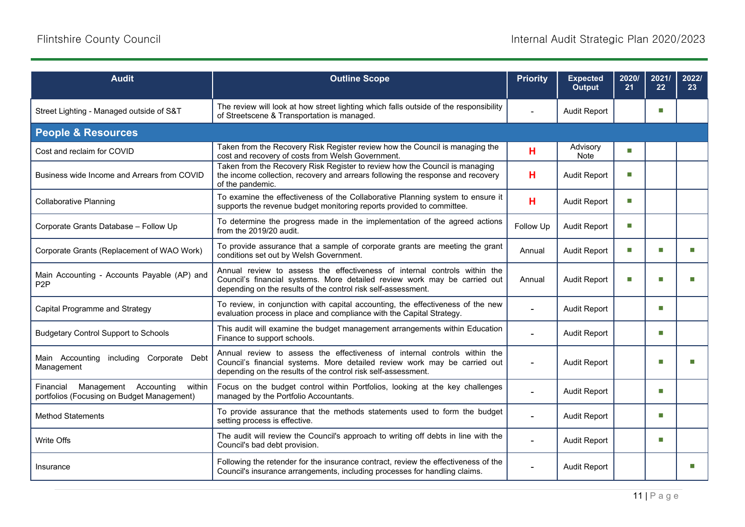| Audit | Outline Scope | Priority | Expected Output | 2020/21 | 2021/22 | 2022/23 |
|---|---|---|---|---|---|---|
| Street Lighting - Managed outside of S&T | The review will look at how street lighting which falls outside of the responsibility of Streetscene & Transportation is managed. | - | Audit Report | | ■ | |
| **People & Resources** | | | | | | |
| Cost and reclaim for COVID | Taken from the Recovery Risk Register review how the Council is managing the cost and recovery of costs from Welsh Government. | H | Advisory Note | ■ | | |
| Business wide Income and Arrears from COVID | Taken from the Recovery Risk Register to review how the Council is managing the income collection, recovery and arrears following the response and recovery of the pandemic. | H | Audit Report | ■ | | |
| Collaborative Planning | To examine the effectiveness of the Collaborative Planning system to ensure it supports the revenue budget monitoring reports provided to committee. | H | Audit Report | ■ | | |
| Corporate Grants Database – Follow Up | To determine the progress made in the implementation of the agreed actions from the 2019/20 audit. | Follow Up | Audit Report | ■ | | |
| Corporate Grants (Replacement of WAO Work) | To provide assurance that a sample of corporate grants are meeting the grant conditions set out by Welsh Government. | Annual | Audit Report | ■ | ■ | ■ |
| Main Accounting - Accounts Payable (AP) and P2P | Annual review to assess the effectiveness of internal controls within the Council's financial systems. More detailed review work may be carried out depending on the results of the control risk self-assessment. | Annual | Audit Report | ■ | ■ | ■ |
| Capital Programme and Strategy | To review, in conjunction with capital accounting, the effectiveness of the new evaluation process in place and compliance with the Capital Strategy. | - | Audit Report | | ■ | |
| Budgetary Control Support to Schools | This audit will examine the budget management arrangements within Education Finance to support schools. | - | Audit Report | | ■ | |
| Main Accounting including Corporate Debt Management | Annual review to assess the effectiveness of internal controls within the Council's financial systems. More detailed review work may be carried out depending on the results of the control risk self-assessment. | - | Audit Report | | ■ | ■ |
| Financial Management Accounting within portfolios (Focusing on Budget Management) | Focus on the budget control within Portfolios, looking at the key challenges managed by the Portfolio Accountants. | - | Audit Report | | ■ | |
| Method Statements | To provide assurance that the methods statements used to form the budget setting process is effective. | - | Audit Report | | ■ | |
| Write Offs | The audit will review the Council's approach to writing off debts in line with the Council's bad debt provision. | - | Audit Report | | ■ | |
| Insurance | Following the retender for the insurance contract, review the effectiveness of the Council's insurance arrangements, including processes for handling claims. | - | Audit Report | | | ■ |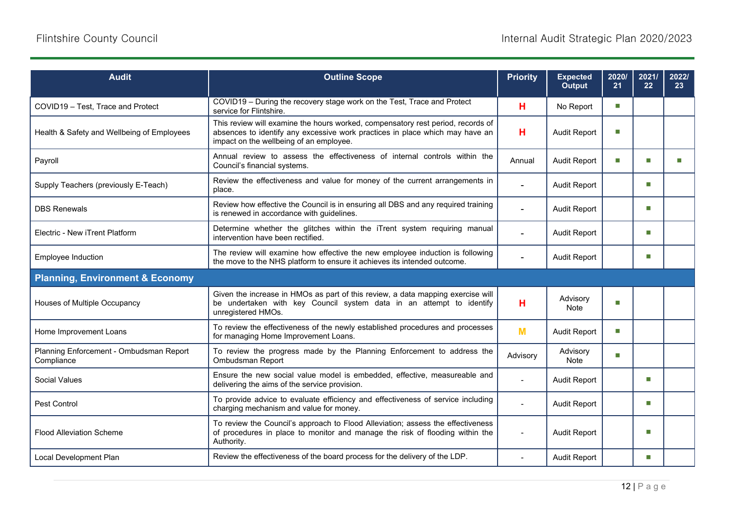| Audit | Outline Scope | Priority | Expected Output | 2020/21 | 2021/22 | 2022/23 |
|---|---|---|---|---|---|---|
| COVID19 – Test, Trace and Protect | COVID19 – During the recovery stage work on the Test, Trace and Protect service for Flintshire. | H | No Report | ■ | | |
| Health & Safety and Wellbeing of Employees | This review will examine the hours worked, compensatory rest period, records of absences to identify any excessive work practices in place which may have an impact on the wellbeing of an employee. | H | Audit Report | ■ | | |
| Payroll | Annual review to assess the effectiveness of internal controls within the Council's financial systems. | Annual | Audit Report | ■ | ■ | ■ |
| Supply Teachers (previously E-Teach) | Review the effectiveness and value for money of the current arrangements in place. | - | Audit Report | | ■ | |
| DBS Renewals | Review how effective the Council is in ensuring all DBS and any required training is renewed in accordance with guidelines. | - | Audit Report | | ■ | |
| Electric - New iTrent Platform | Determine whether the glitches within the iTrent system requiring manual intervention have been rectified. | - | Audit Report | | ■ | |
| Employee Induction | The review will examine how effective the new employee induction is following the move to the NHS platform to ensure it achieves its intended outcome. | - | Audit Report | | ■ | |
| **Planning, Environment & Economy** | | | | | | |
| Houses of Multiple Occupancy | Given the increase in HMOs as part of this review, a data mapping exercise will be undertaken with key Council system data in an attempt to identify unregistered HMOs. | H | Advisory Note | ■ | | |
| Home Improvement Loans | To review the effectiveness of the newly established procedures and processes for managing Home Improvement Loans. | M | Audit Report | ■ | | |
| Planning Enforcement - Ombudsman Report Compliance | To review the progress made by the Planning Enforcement to address the Ombudsman Report | Advisory | Advisory Note | ■ | | |
| Social Values | Ensure the new social value model is embedded, effective, measureable and delivering the aims of the service provision. | - | Audit Report | | ■ | |
| Pest Control | To provide advice to evaluate efficiency and effectiveness of service including charging mechanism and value for money. | - | Audit Report | | ■ | |
| Flood Alleviation Scheme | To review the Council's approach to Flood Alleviation; assess the effectiveness of procedures in place to monitor and manage the risk of flooding within the Authority. | - | Audit Report | | ■ | |
| Local Development Plan | Review the effectiveness of the board process for the delivery of the LDP. | - | Audit Report | | ■ | |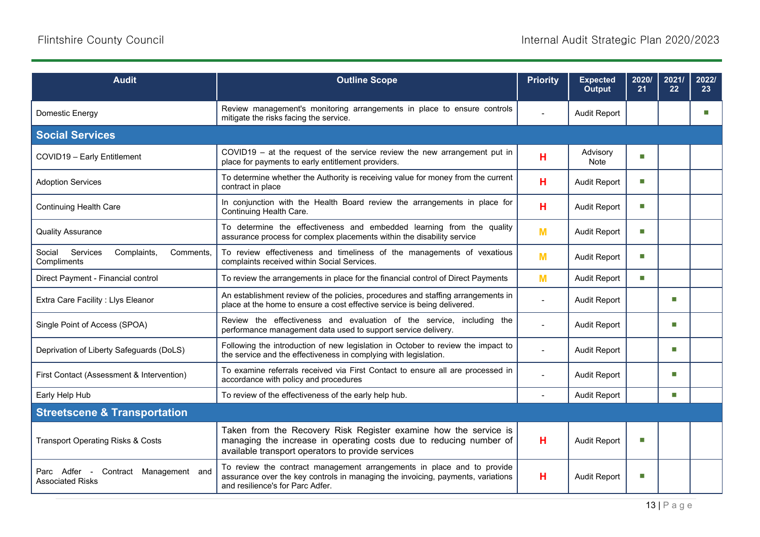| Audit | Outline Scope | Priority | Expected Output | 2020/21 | 2021/22 | 2022/23 |
|---|---|---|---|---|---|---|
| Domestic Energy | Review management's monitoring arrangements in place to ensure controls mitigate the risks facing the service. | - | Audit Report | | | ■ |
| **Social Services** | | | | | | |
| COVID19 – Early Entitlement | COVID19 – at the request of the service review the new arrangement put in place for payments to early entitlement providers. | H | Advisory Note | ■ | | |
| Adoption Services | To determine whether the Authority is receiving value for money from the current contract in place | H | Audit Report | ■ | | |
| Continuing Health Care | In conjunction with the Health Board review the arrangements in place for Continuing Health Care. | H | Audit Report | ■ | | |
| Quality Assurance | To determine the effectiveness and embedded learning from the quality assurance process for complex placements within the disability service | M | Audit Report | ■ | | |
| Social Services Complaints, Comments, Compliments | To review effectiveness and timeliness of the managements of vexatious complaints received within Social Services. | M | Audit Report | ■ | | |
| Direct Payment - Financial control | To review the arrangements in place for the financial control of Direct Payments | M | Audit Report | ■ | | |
| Extra Care Facility : Llys Eleanor | An establishment review of the policies, procedures and staffing arrangements in place at the home to ensure a cost effective service is being delivered. | - | Audit Report | | ■ | |
| Single Point of Access (SPOA) | Review the effectiveness and evaluation of the service, including the performance management data used to support service delivery. | - | Audit Report | | ■ | |
| Deprivation of Liberty Safeguards (DoLS) | Following the introduction of new legislation in October to review the impact to the service and the effectiveness in complying with legislation. | - | Audit Report | | ■ | |
| First Contact (Assessment & Intervention) | To examine referrals received via First Contact to ensure all are processed in accordance with policy and procedures | - | Audit Report | | ■ | |
| Early Help Hub | To review of the effectiveness of the early help hub. | - | Audit Report | | ■ | |
| **Streetscene & Transportation** | | | | | | |
| Transport Operating Risks & Costs | Taken from the Recovery Risk Register examine how the service is managing the increase in operating costs due to reducing number of available transport operators to provide services | H | Audit Report | ■ | | |
| Parc Adfer - Contract Management and Associated Risks | To review the contract management arrangements in place and to provide assurance over the key controls in managing the invoicing, payments, variations and resilience's for Parc Adfer. | H | Audit Report | ■ | | |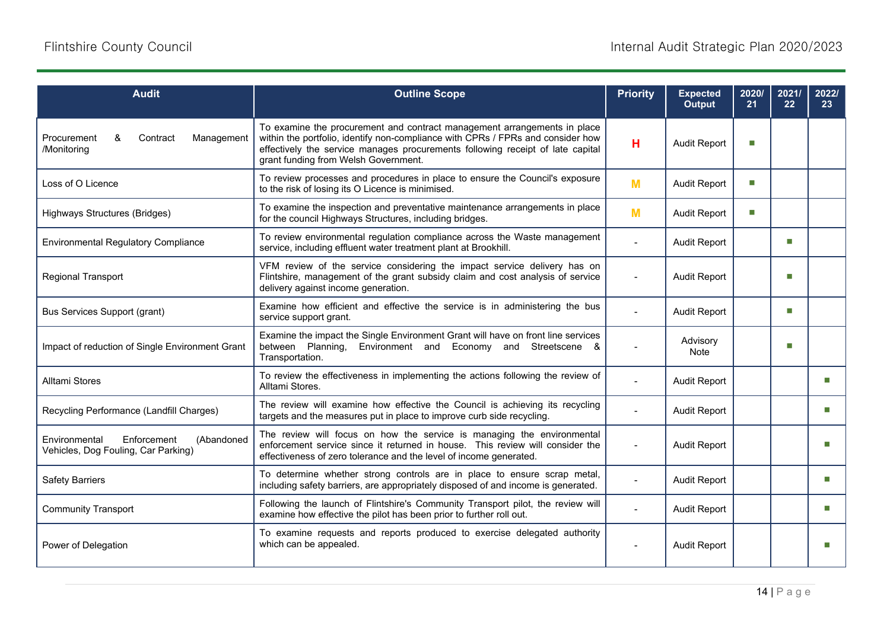| Audit | Outline Scope | Priority | Expected Output | 2020/ 21 | 2021/ 22 | 2022/ 23 |
|---|---|---|---|---|---|---|
| Procurement & Contract Management /Monitoring | To examine the procurement and contract management arrangements in place within the portfolio, identify non-compliance with CPRs / FPRs and consider how effectively the service manages procurements following receipt of late capital grant funding from Welsh Government. | H | Audit Report | ■ | | |
| Loss of O Licence | To review processes and procedures in place to ensure the Council's exposure to the risk of losing its O Licence is minimised. | M | Audit Report | ■ | | |
| Highways Structures (Bridges) | To examine the inspection and preventative maintenance arrangements in place for the council Highways Structures, including bridges. | M | Audit Report | ■ | | |
| Environmental Regulatory Compliance | To review environmental regulation compliance across the Waste management service, including effluent water treatment plant at Brookhill. | - | Audit Report | | ■ | |
| Regional Transport | VFM review of the service considering the impact service delivery has on Flintshire, management of the grant subsidy claim and cost analysis of service delivery against income generation. | - | Audit Report | | ■ | |
| Bus Services Support (grant) | Examine how efficient and effective the service is in administering the bus service support grant. | - | Audit Report | | ■ | |
| Impact of reduction of Single Environment Grant | Examine the impact the Single Environment Grant will have on front line services between Planning, Environment and Economy and Streetscene & Transportation. | - | Advisory Note | | ■ | |
| Alltami Stores | To review the effectiveness in implementing the actions following the review of Alltami Stores. | - | Audit Report | | | ■ |
| Recycling Performance (Landfill Charges) | The review will examine how effective the Council is achieving its recycling targets and the measures put in place to improve curb side recycling. | - | Audit Report | | | ■ |
| Environmental Enforcement (Abandoned Vehicles, Dog Fouling, Car Parking) | The review will focus on how the service is managing the environmental enforcement service since it returned in house. This review will consider the effectiveness of zero tolerance and the level of income generated. | - | Audit Report | | | ■ |
| Safety Barriers | To determine whether strong controls are in place to ensure scrap metal, including safety barriers, are appropriately disposed of and income is generated. | - | Audit Report | | | ■ |
| Community Transport | Following the launch of Flintshire's Community Transport pilot, the review will examine how effective the pilot has been prior to further roll out. | - | Audit Report | | | ■ |
| Power of Delegation | To examine requests and reports produced to exercise delegated authority which can be appealed. | - | Audit Report | | | ■ |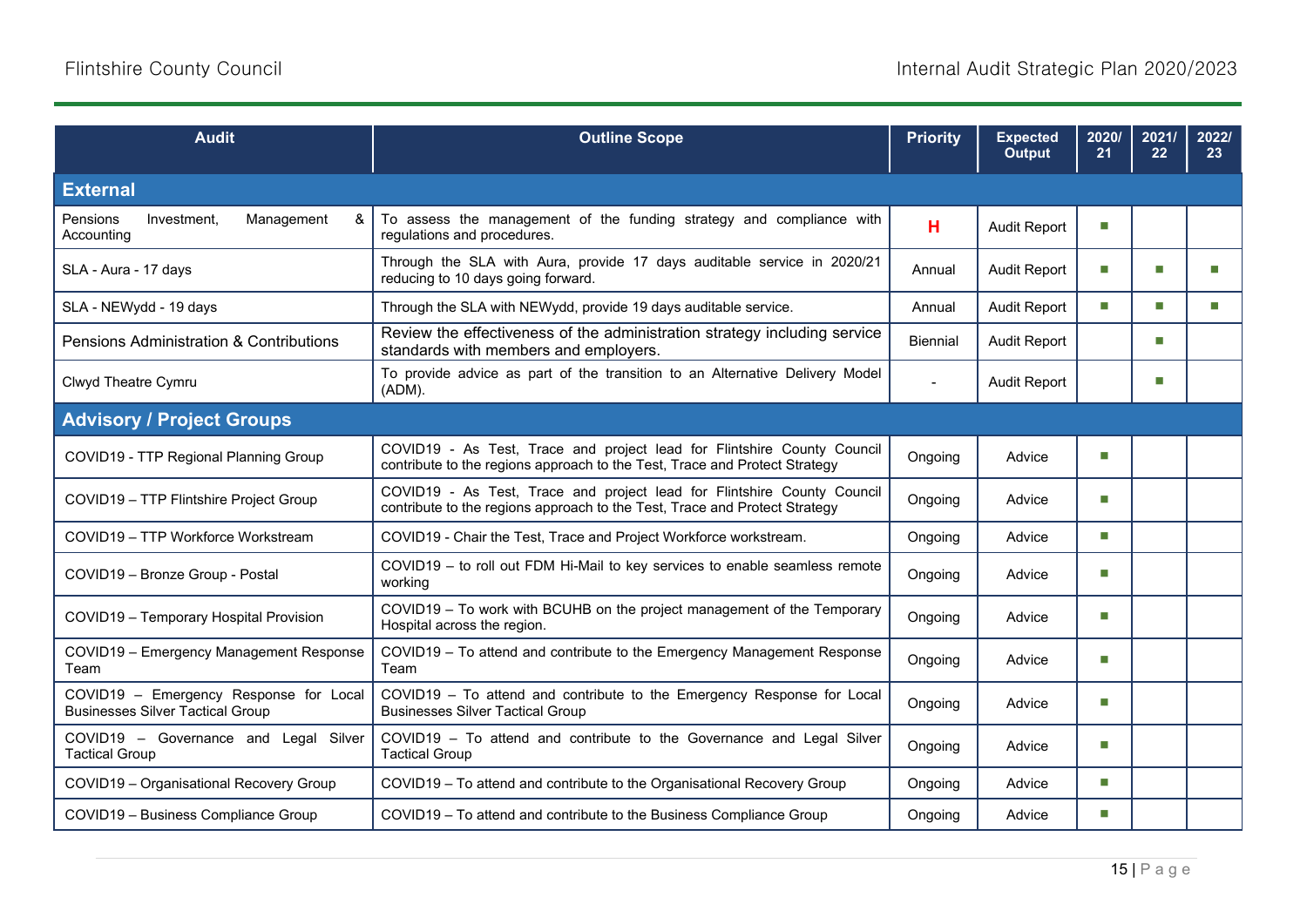| Audit | Outline Scope | Priority | Expected Output | 2020/21 | 2021/22 | 2022/23 |
|---|---|---|---|---|---|---|
| **External** | | | | | | |
| Pensions Investment, Management & Accounting | To assess the management of the funding strategy and compliance with regulations and procedures. | H | Audit Report | ■ | | |
| SLA - Aura - 17 days | Through the SLA with Aura, provide 17 days auditable service in 2020/21 reducing to 10 days going forward. | Annual | Audit Report | ■ | ■ | ■ |
| SLA - NEWydd - 19 days | Through the SLA with NEWydd, provide 19 days auditable service. | Annual | Audit Report | ■ | ■ | ■ |
| Pensions Administration & Contributions | Review the effectiveness of the administration strategy including service standards with members and employers. | Biennial | Audit Report | | ■ | |
| Clwyd Theatre Cymru | To provide advice as part of the transition to an Alternative Delivery Model (ADM). | - | Audit Report | | ■ | |
| **Advisory / Project Groups** | | | | | | |
| COVID19 - TTP Regional Planning Group | COVID19 - As Test, Trace and project lead for Flintshire County Council contribute to the regions approach to the Test, Trace and Protect Strategy | Ongoing | Advice | ■ | | |
| COVID19 – TTP Flintshire Project Group | COVID19 - As Test, Trace and project lead for Flintshire County Council contribute to the regions approach to the Test, Trace and Protect Strategy | Ongoing | Advice | ■ | | |
| COVID19 – TTP Workforce Workstream | COVID19 - Chair the Test, Trace and Project Workforce workstream. | Ongoing | Advice | ■ | | |
| COVID19 – Bronze Group - Postal | COVID19 – to roll out FDM Hi-Mail to key services to enable seamless remote working | Ongoing | Advice | ■ | | |
| COVID19 – Temporary Hospital Provision | COVID19 – To work with BCUHB on the project management of the Temporary Hospital across the region. | Ongoing | Advice | ■ | | |
| COVID19 – Emergency Management Response Team | COVID19 – To attend and contribute to the Emergency Management Response Team | Ongoing | Advice | ■ | | |
| COVID19 – Emergency Response for Local Businesses Silver Tactical Group | COVID19 – To attend and contribute to the Emergency Response for Local Businesses Silver Tactical Group | Ongoing | Advice | ■ | | |
| COVID19 – Governance and Legal Silver Tactical Group | COVID19 – To attend and contribute to the Governance and Legal Silver Tactical Group | Ongoing | Advice | ■ | | |
| COVID19 – Organisational Recovery Group | COVID19 – To attend and contribute to the Organisational Recovery Group | Ongoing | Advice | ■ | | |
| COVID19 – Business Compliance Group | COVID19 – To attend and contribute to the Business Compliance Group | Ongoing | Advice | ■ | | |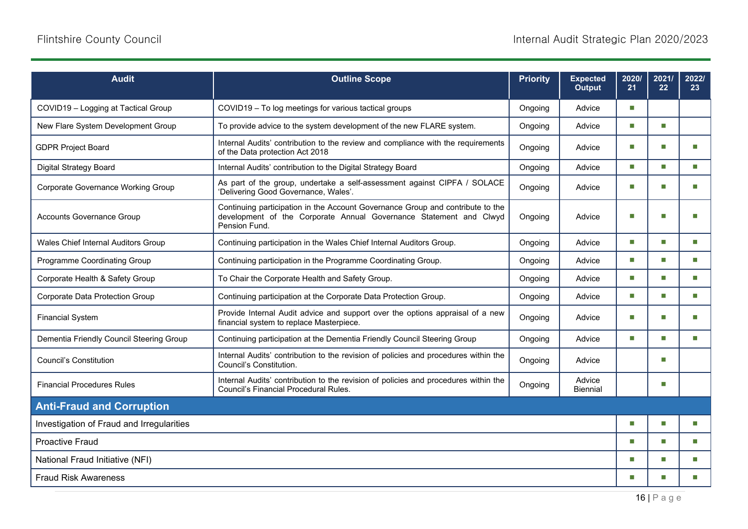| Audit | Outline Scope | Priority | Expected Output | 2020/21 | 2021/22 | 2022/23 |
|---|---|---|---|---|---|---|
| COVID19 – Logging at Tactical Group | COVID19 – To log meetings for various tactical groups | Ongoing | Advice | ■ | | |
| New Flare System Development Group | To provide advice to the system development of the new FLARE system. | Ongoing | Advice | ■ | ■ | |
| GDPR Project Board | Internal Audits' contribution to the review and compliance with the requirements of the Data protection Act 2018 | Ongoing | Advice | ■ | ■ | ■ |
| Digital Strategy Board | Internal Audits' contribution to the Digital Strategy Board | Ongoing | Advice | ■ | ■ | ■ |
| Corporate Governance Working Group | As part of the group, undertake a self-assessment against CIPFA / SOLACE 'Delivering Good Governance, Wales'. | Ongoing | Advice | ■ | ■ | ■ |
| Accounts Governance Group | Continuing participation in the Account Governance Group and contribute to the development of the Corporate Annual Governance Statement and Clwyd Pension Fund. | Ongoing | Advice | ■ | ■ | ■ |
| Wales Chief Internal Auditors Group | Continuing participation in the Wales Chief Internal Auditors Group. | Ongoing | Advice | ■ | ■ | ■ |
| Programme Coordinating Group | Continuing participation in the Programme Coordinating Group. | Ongoing | Advice | ■ | ■ | ■ |
| Corporate Health & Safety Group | To Chair the Corporate Health and Safety Group. | Ongoing | Advice | ■ | ■ | ■ |
| Corporate Data Protection Group | Continuing participation at the Corporate Data Protection Group. | Ongoing | Advice | ■ | ■ | ■ |
| Financial System | Provide Internal Audit advice and support over the options appraisal of a new financial system to replace Masterpiece. | Ongoing | Advice | ■ | ■ | ■ |
| Dementia Friendly Council Steering Group | Continuing participation at the Dementia Friendly Council Steering Group | Ongoing | Advice | ■ | ■ | ■ |
| Council's Constitution | Internal Audits' contribution to the revision of policies and procedures within the Council's Constitution. | Ongoing | Advice | | ■ | |
| Financial Procedures Rules | Internal Audits' contribution to the revision of policies and procedures within the Council's Financial Procedural Rules. | Ongoing | Advice Biennial | | ■ | |
| **Anti-Fraud and Corruption** | | | | | | |
| Investigation of Fraud and Irregularities | | | | ■ | ■ | ■ |
| Proactive Fraud | | | | ■ | ■ | ■ |
| National Fraud Initiative (NFI) | | | | ■ | ■ | ■ |
| Fraud Risk Awareness | | | | ■ | ■ | ■ |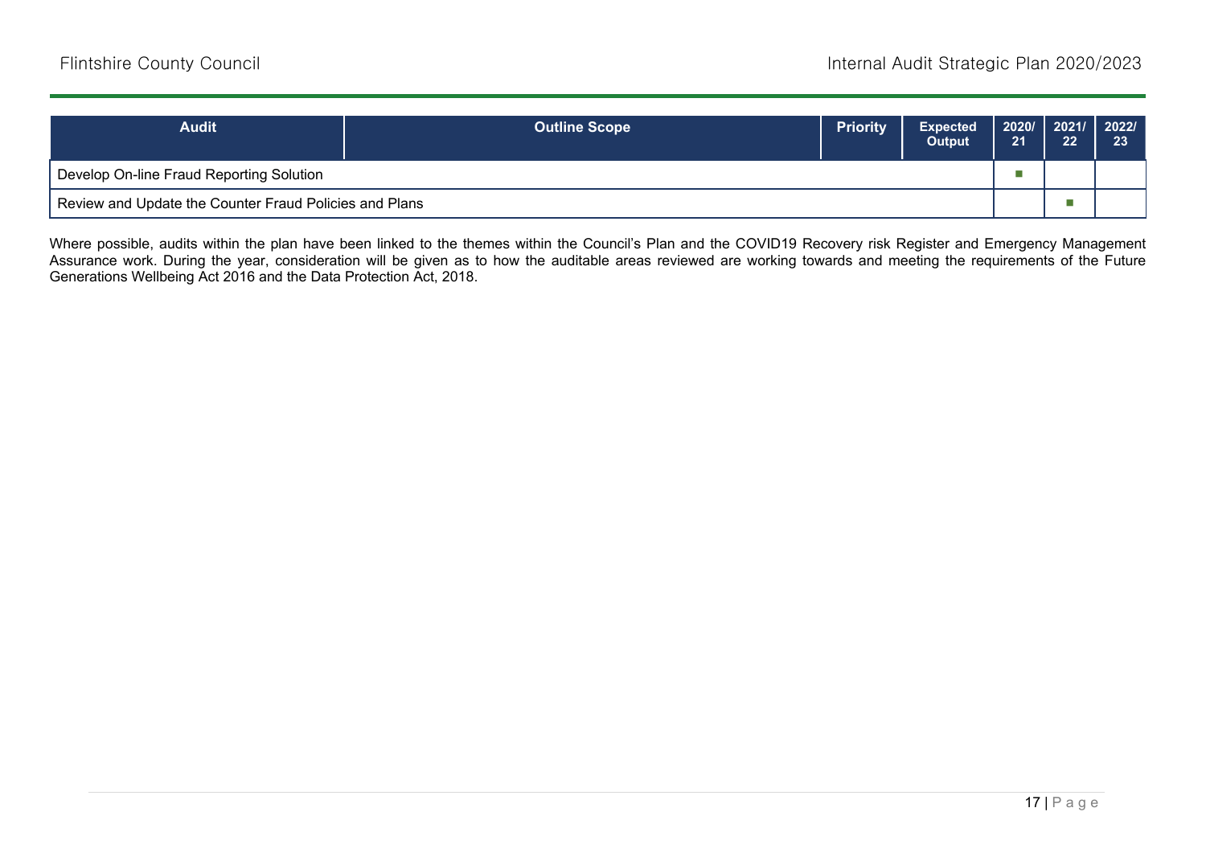| Audit | Outline Scope | Priority | Expected Output | 2020/21 | 2021/22 | 2022/23 |
|---|---|---|---|---|---|---|
| Develop On-line Fraud Reporting Solution | | | | ■ | | |
| Review and Update the Counter Fraud Policies and Plans | | | | | ■ | |

Where possible, audits within the plan have been linked to the themes within the Council's Plan and the COVID19 Recovery risk Register and Emergency Management Assurance work. During the year, consideration will be given as to how the auditable areas reviewed are working towards and meeting the requirements of the Future Generations Wellbeing Act 2016 and the Data Protection Act, 2018.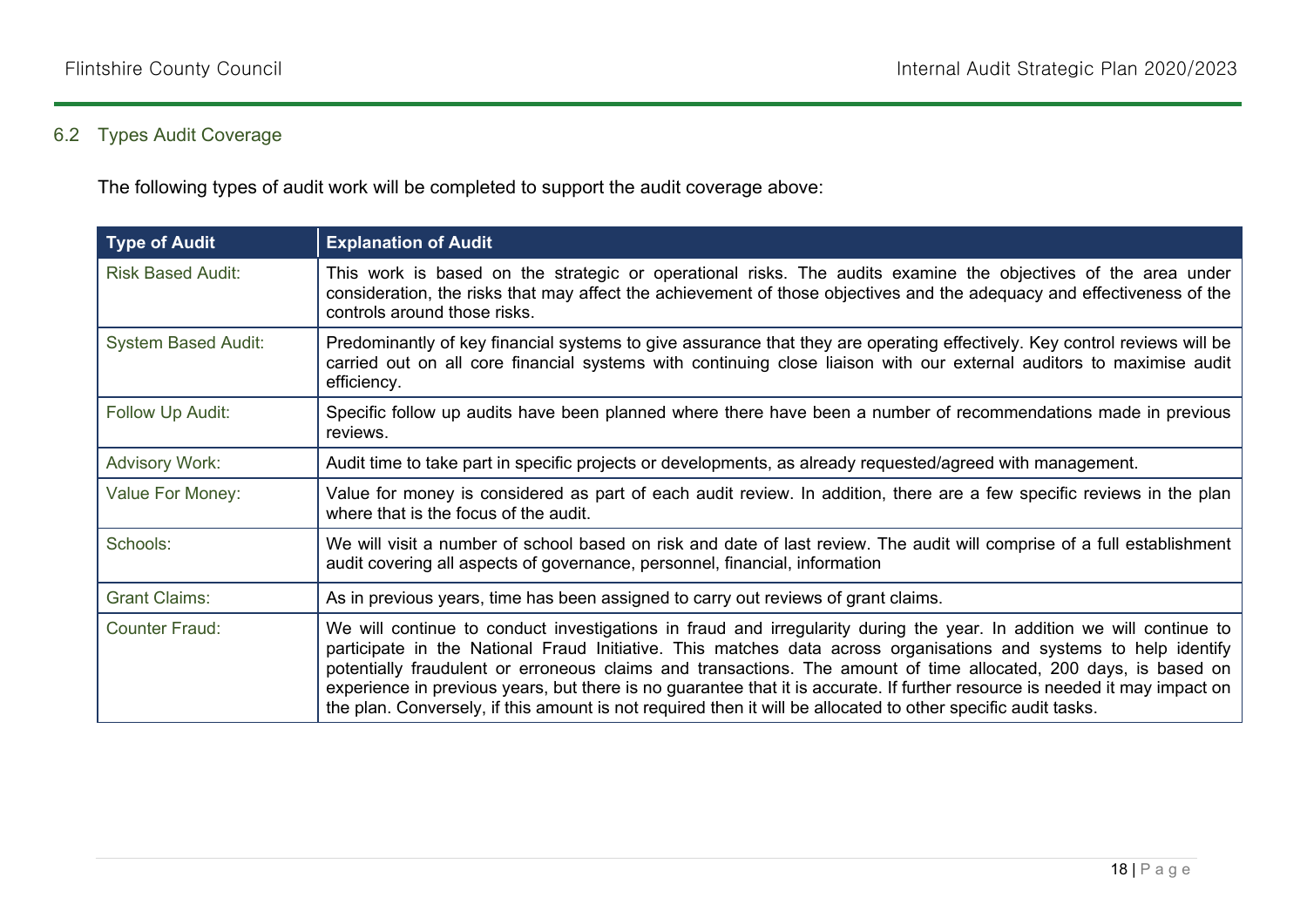### 6.2 Types Audit Coverage

The following types of audit work will be completed to support the audit coverage above:

| Type of Audit | Explanation of Audit |
|---|---|
| Risk Based Audit: | This work is based on the strategic or operational risks. The audits examine the objectives of the area under consideration, the risks that may affect the achievement of those objectives and the adequacy and effectiveness of the controls around those risks. |
| System Based Audit: | Predominantly of key financial systems to give assurance that they are operating effectively. Key control reviews will be carried out on all core financial systems with continuing close liaison with our external auditors to maximise audit efficiency. |
| Follow Up Audit: | Specific follow up audits have been planned where there have been a number of recommendations made in previous reviews. |
| Advisory Work: | Audit time to take part in specific projects or developments, as already requested/agreed with management. |
| Value For Money: | Value for money is considered as part of each audit review. In addition, there are a few specific reviews in the plan where that is the focus of the audit. |
| Schools: | We will visit a number of school based on risk and date of last review. The audit will comprise of a full establishment audit covering all aspects of governance, personnel, financial, information |
| Grant Claims: | As in previous years, time has been assigned to carry out reviews of grant claims. |
| Counter Fraud: | We will continue to conduct investigations in fraud and irregularity during the year. In addition we will continue to participate in the National Fraud Initiative. This matches data across organisations and systems to help identify potentially fraudulent or erroneous claims and transactions. The amount of time allocated, 200 days, is based on experience in previous years, but there is no guarantee that it is accurate. If further resource is needed it may impact on the plan. Conversely, if this amount is not required then it will be allocated to other specific audit tasks. |